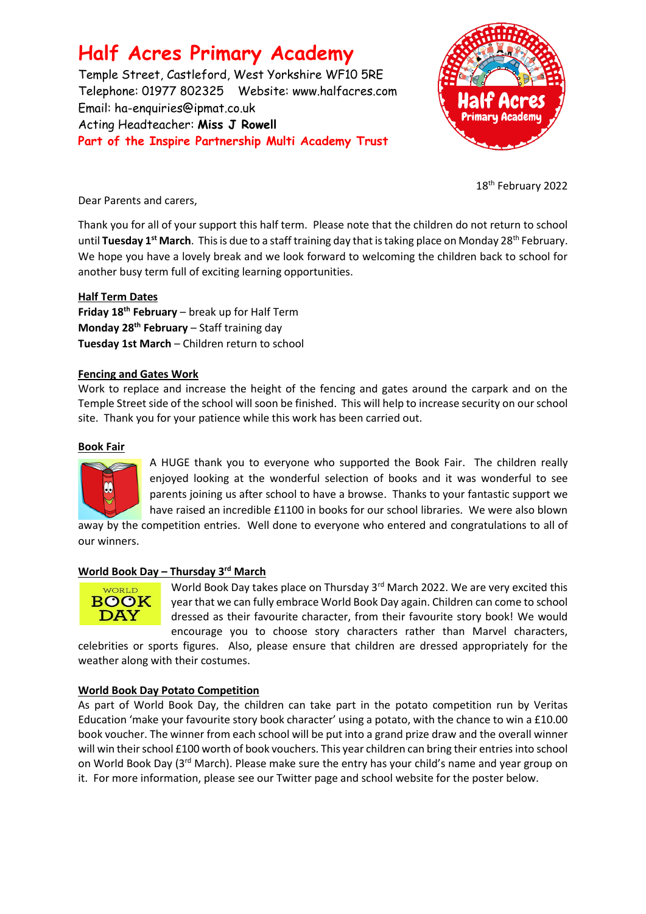# Half Acres Primary Academy

Temple Street, Castleford, West Yorkshire WF10 5RE
Telephone: 01977 802325 Website: www.halfacres.com
Email: ha-enquiries@ipmat.co.uk
Acting Headteacher: **Miss J Rowell**
Part of the Inspire Partnership Multi Academy Trust

18th February 2022

Dear Parents and carers,

Thank you for all of your support this half term. Please note that the children do not return to school until **Tuesday 1st March**. This is due to a staff training day that is taking place on Monday 28th February. We hope you have a lovely break and we look forward to welcoming the children back to school for another busy term full of exciting learning opportunities.

## Half Term Dates

**Friday 18th February** – break up for Half Term
**Monday 28th February** – Staff training day
**Tuesday 1st March** – Children return to school

## Fencing and Gates Work

Work to replace and increase the height of the fencing and gates around the carpark and on the Temple Street side of the school will soon be finished. This will help to increase security on our school site. Thank you for your patience while this work has been carried out.

## Book Fair

A HUGE thank you to everyone who supported the Book Fair. The children really enjoyed looking at the wonderful selection of books and it was wonderful to see parents joining us after school to have a browse. Thanks to your fantastic support we have raised an incredible £1100 in books for our school libraries. We were also blown away by the competition entries. Well done to everyone who entered and congratulations to all of our winners.

## World Book Day – Thursday 3rd March

World Book Day takes place on Thursday 3rd March 2022. We are very excited this year that we can fully embrace World Book Day again. Children can come to school dressed as their favourite character, from their favourite story book! We would encourage you to choose story characters rather than Marvel characters, celebrities or sports figures. Also, please ensure that children are dressed appropriately for the weather along with their costumes.

## World Book Day Potato Competition

As part of World Book Day, the children can take part in the potato competition run by Veritas Education 'make your favourite story book character' using a potato, with the chance to win a £10.00 book voucher. The winner from each school will be put into a grand prize draw and the overall winner will win their school £100 worth of book vouchers. This year children can bring their entries into school on World Book Day (3rd March). Please make sure the entry has your child's name and year group on it. For more information, please see our Twitter page and school website for the poster below.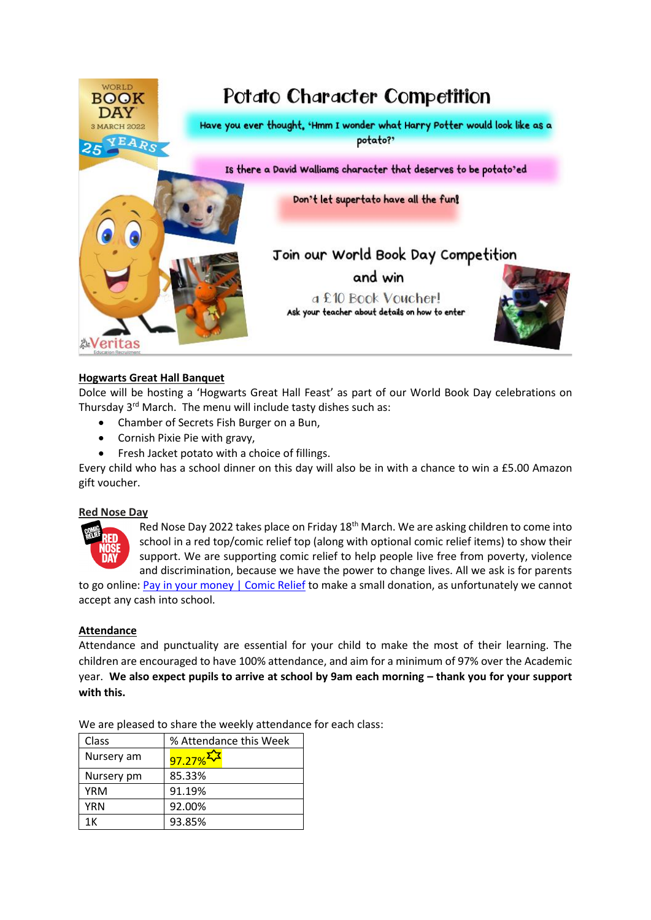# Potato Character Competition

Have you ever thought, 'Hmm I wonder what Harry Potter would look like as a potato?'

Is there a David Walliams character that deserves to be potato'ed

Don't let supertato have all the fun!

Join our World Book Day Competition and win a £10 Book Voucher!

Ask your teacher about details on how to enter

**Hogwarts Great Hall Banquet**

Dolce will be hosting a 'Hogwarts Great Hall Feast' as part of our World Book Day celebrations on Thursday 3rd March. The menu will include tasty dishes such as:

- Chamber of Secrets Fish Burger on a Bun,
- Cornish Pixie Pie with gravy,
- Fresh Jacket potato with a choice of fillings.

Every child who has a school dinner on this day will also be in with a chance to win a £5.00 Amazon gift voucher.

**Red Nose Day**

Red Nose Day 2022 takes place on Friday 18th March. We are asking children to come into school in a red top/comic relief top (along with optional comic relief items) to show their support. We are supporting comic relief to help people live free from poverty, violence and discrimination, because we have the power to change lives. All we ask is for parents to go online: Pay in your money | Comic Relief to make a small donation, as unfortunately we cannot accept any cash into school.

**Attendance**

Attendance and punctuality are essential for your child to make the most of their learning. The children are encouraged to have 100% attendance, and aim for a minimum of 97% over the Academic year. **We also expect pupils to arrive at school by 9am each morning – thank you for your support with this.**

We are pleased to share the weekly attendance for each class:

| Class | % Attendance this Week |
|---|---|
| Nursery am | 97.27% |
| Nursery pm | 85.33% |
| YRM | 91.19% |
| YRN | 92.00% |
| 1K | 93.85% |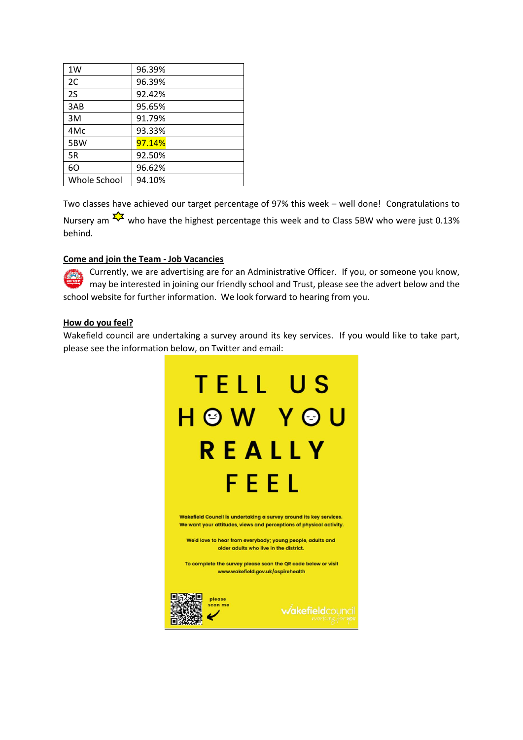| | |
|---|---|
| 1W | 96.39% |
| 2C | 96.39% |
| 2S | 92.42% |
| 3AB | 95.65% |
| 3M | 91.79% |
| 4Mc | 93.33% |
| 5BW | 97.14% |
| 5R | 92.50% |
| 6O | 96.62% |
| Whole School | 94.10% |

Two classes have achieved our target percentage of 97% this week – well done! Congratulations to Nursery am who have the highest percentage this week and to Class 5BW who were just 0.13% behind.

**Come and join the Team - Job Vacancies**

Currently, we are advertising are for an Administrative Officer. If you, or someone you know, may be interested in joining our friendly school and Trust, please see the advert below and the school website for further information. We look forward to hearing from you.

**How do you feel?**

Wakefield council are undertaking a survey around its key services. If you would like to take part, please see the information below, on Twitter and email:

TELL US HOW YOU REALLY FEEL

Wakefield Council is undertaking a survey around its key services. We want your attitudes, views and perceptions of physical activity.

We'd love to hear from everybody; young people, adults and older adults who live in the district.

To complete the survey please scan the QR code below or visit www.wakefield.gov.uk/aspirehealth

please scan me

wakefieldcouncil working for you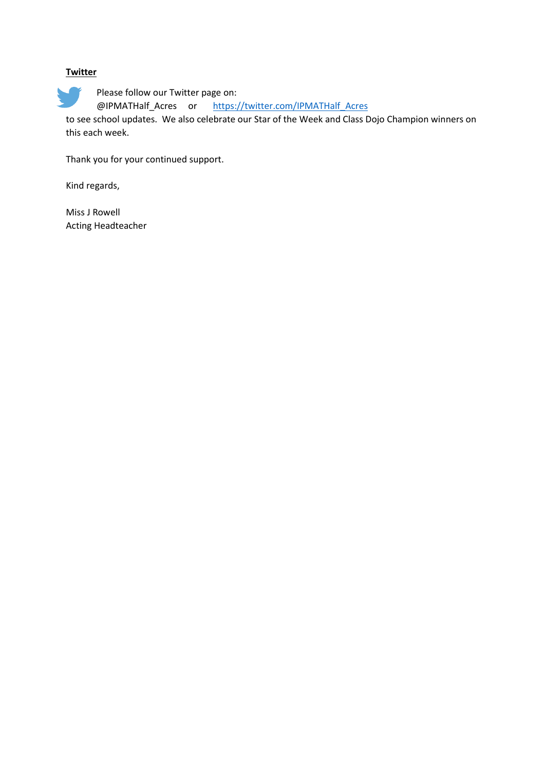**Twitter**

Please follow our Twitter page on:
@IPMATHalf_Acres or [https://twitter.com/IPMATHalf_Acres](https://twitter.com/IPMATHalf_Acres)
to see school updates. We also celebrate our Star of the Week and Class Dojo Champion winners on this each week.

Thank you for your continued support.

Kind regards,

Miss J Rowell
Acting Headteacher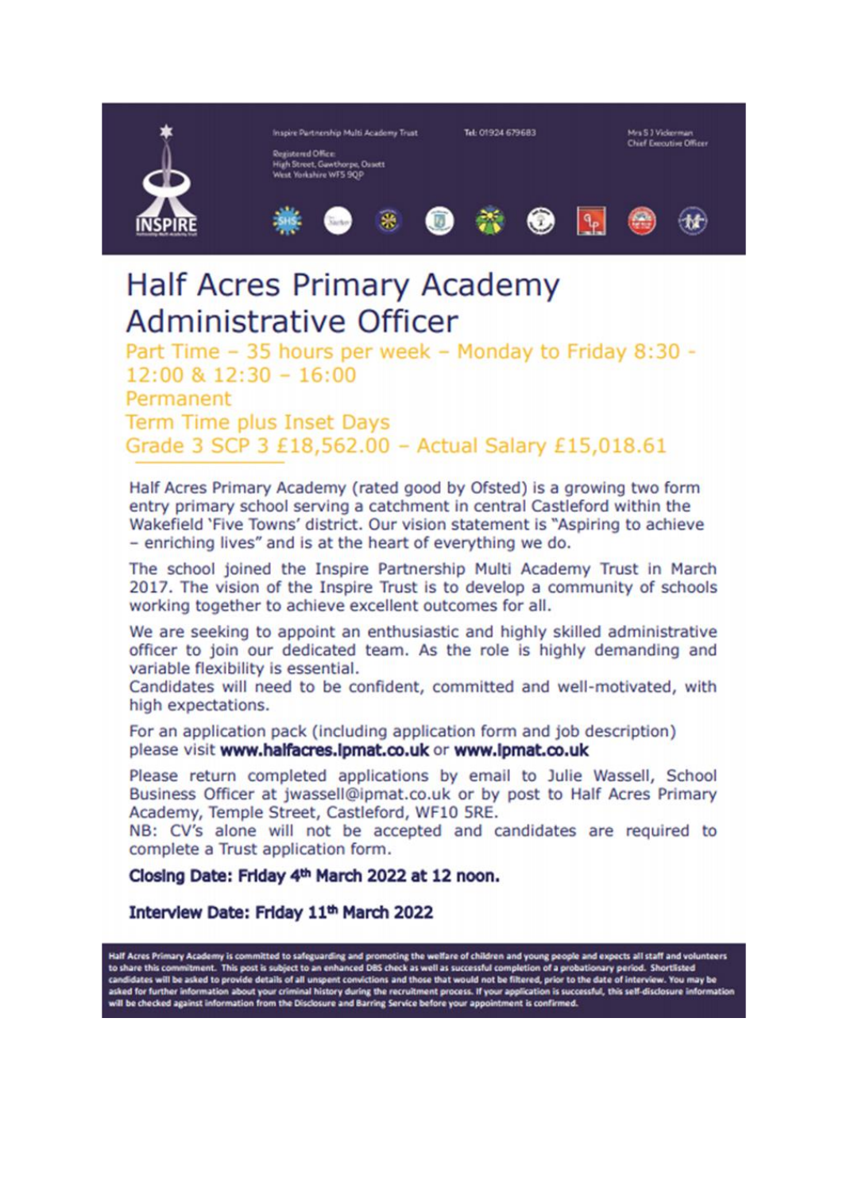Inspire Partnership Multi Academy Trust

Registered Office:
High Street, Gawthorpe, Ossett
West Yorkshire WF5 9QP

Tel: 01924 679683

Mrs S J Vickerman
Chief Executive Officer

INSPIRE

# Half Acres Primary Academy Administrative Officer

## Part Time – 35 hours per week – Monday to Friday 8:30 - 12:00 & 12:30 – 16:00
## Permanent
## Term Time plus Inset Days
## Grade 3 SCP 3 £18,562.00 – Actual Salary £15,018.61

Half Acres Primary Academy (rated good by Ofsted) is a growing two form entry primary school serving a catchment in central Castleford within the Wakefield 'Five Towns' district. Our vision statement is "Aspiring to achieve – enriching lives" and is at the heart of everything we do.

The school joined the Inspire Partnership Multi Academy Trust in March 2017. The vision of the Inspire Trust is to develop a community of schools working together to achieve excellent outcomes for all.

We are seeking to appoint an enthusiastic and highly skilled administrative officer to join our dedicated team. As the role is highly demanding and variable flexibility is essential.
Candidates will need to be confident, committed and well-motivated, with high expectations.

For an application pack (including application form and job description) please visit **www.halfacres.ipmat.co.uk** or **www.ipmat.co.uk**

Please return completed applications by email to Julie Wassell, School Business Officer at jwassell@ipmat.co.uk or by post to Half Acres Primary Academy, Temple Street, Castleford, WF10 5RE.
NB: CV's alone will not be accepted and candidates are required to complete a Trust application form.

**Closing Date: Friday 4th March 2022 at 12 noon.**

**Interview Date: Friday 11th March 2022**

Half Acres Primary Academy is committed to safeguarding and promoting the welfare of children and young people and expects all staff and volunteers to share this commitment. This post is subject to an enhanced DBS check as well as successful completion of a probationary period. Shortlisted candidates will be asked to provide details of all unspent convictions and those that would not be filtered, prior to the date of interview. You may be asked for further information about your criminal history during the recruitment process. If your application is successful, this self-disclosure information will be checked against information from the Disclosure and Barring Service before your appointment is confirmed.